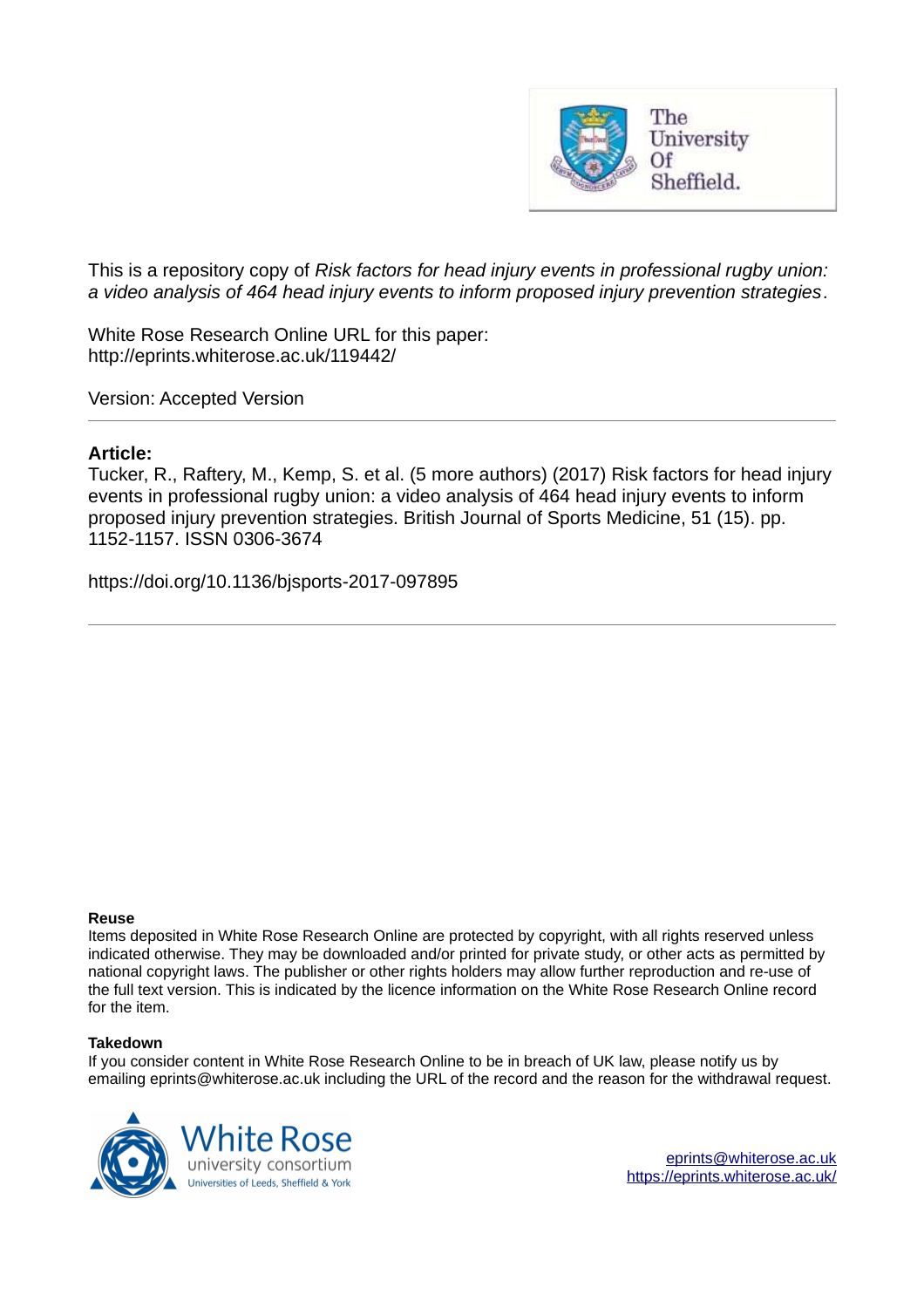This is a repository copy of *Risk factors for head injury events in professional rugby union: a video analysis of 464 head injury events to inform proposed injury prevention strategies*.

White Rose Research Online URL for this paper:
http://eprints.whiterose.ac.uk/119442/

Version: Accepted Version

---

**Article:**

Tucker, R., Raftery, M., Kemp, S. et al. (5 more authors) (2017) Risk factors for head injury events in professional rugby union: a video analysis of 464 head injury events to inform proposed injury prevention strategies. British Journal of Sports Medicine, 51 (15). pp. 1152-1157. ISSN 0306-3674

https://doi.org/10.1136/bjsports-2017-097895

---

**Reuse**

Items deposited in White Rose Research Online are protected by copyright, with all rights reserved unless indicated otherwise. They may be downloaded and/or printed for private study, or other acts as permitted by national copyright laws. The publisher or other rights holders may allow further reproduction and re-use of the full text version. This is indicated by the licence information on the White Rose Research Online record for the item.

**Takedown**

If you consider content in White Rose Research Online to be in breach of UK law, please notify us by emailing eprints@whiterose.ac.uk including the URL of the record and the reason for the withdrawal request.

eprints@whiterose.ac.uk
https://eprints.whiterose.ac.uk/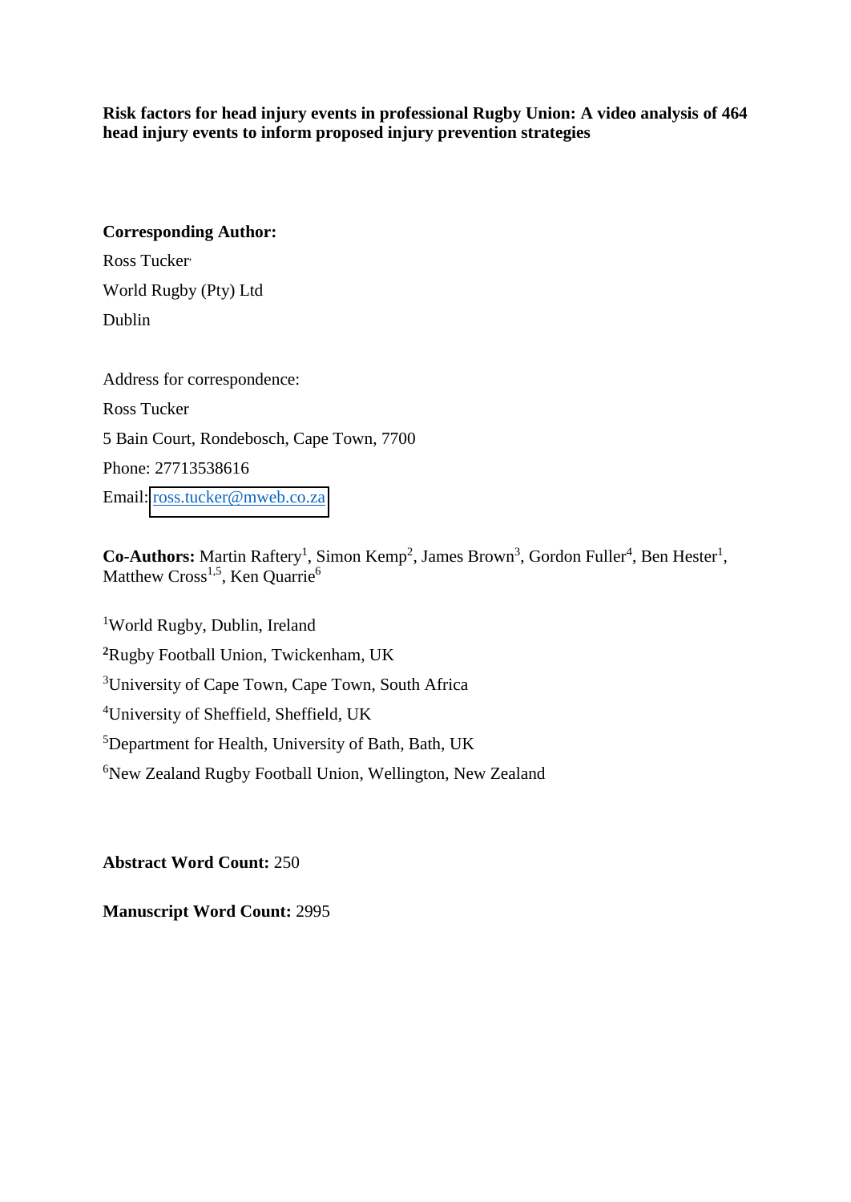**Risk factors for head injury events in professional Rugby Union: A video analysis of 464 head injury events to inform proposed injury prevention strategies**

**Corresponding Author:**

Ross Tucker

World Rugby (Pty) Ltd

Dublin

Address for correspondence:

Ross Tucker

5 Bain Court, Rondebosch, Cape Town, 7700

Phone: 27713538616

Email: ross.tucker@mweb.co.za

**Co-Authors:** Martin Raftery[1], Simon Kemp[2], James Brown[3], Gordon Fuller[4], Ben Hester[1], Matthew Cross[1,5], Ken Quarrie[6]

[1]World Rugby, Dublin, Ireland

[2]Rugby Football Union, Twickenham, UK

[3]University of Cape Town, Cape Town, South Africa

[4]University of Sheffield, Sheffield, UK

[5]Department for Health, University of Bath, Bath, UK

[6]New Zealand Rugby Football Union, Wellington, New Zealand

**Abstract Word Count:** 250

**Manuscript Word Count:** 2995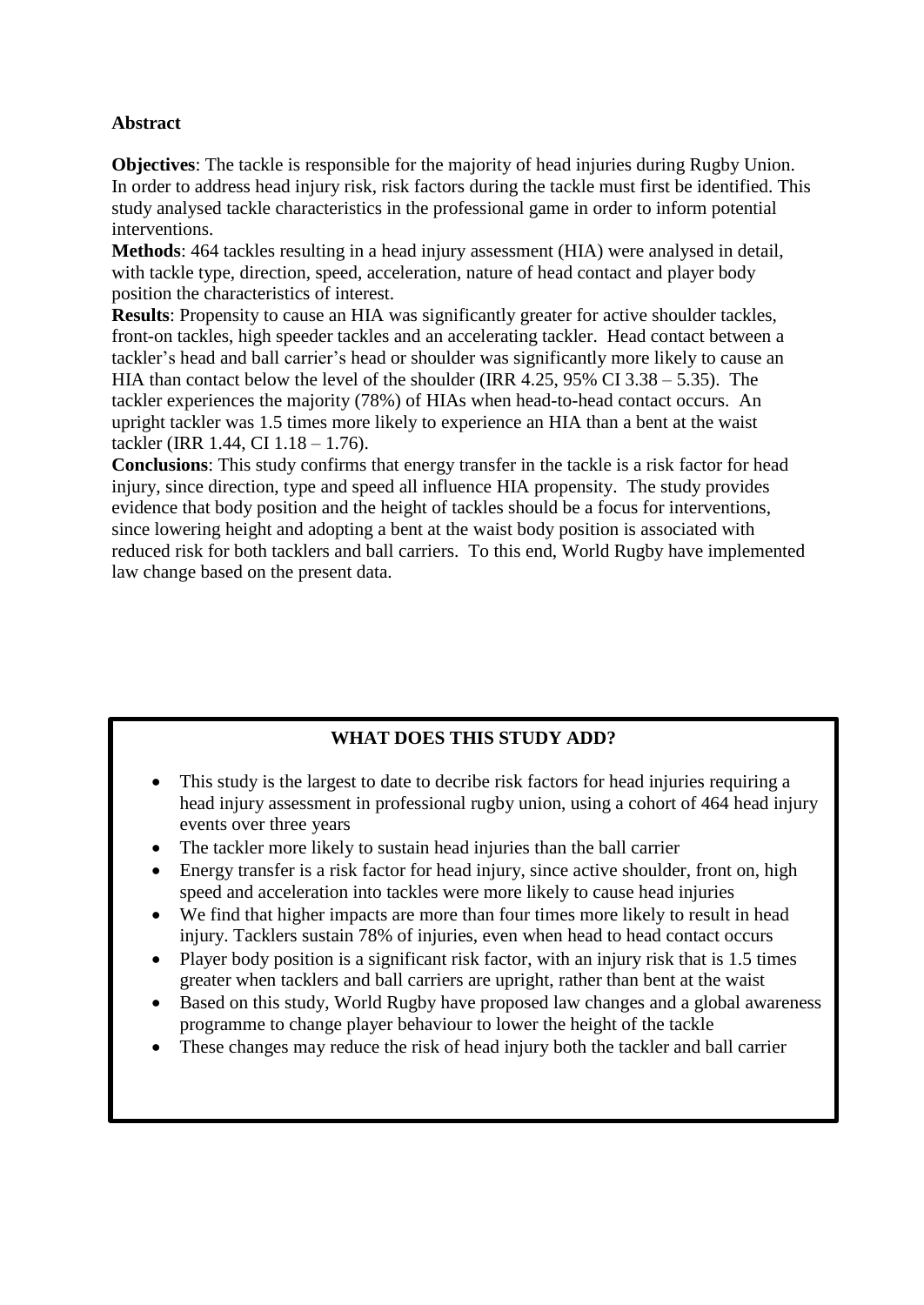## Abstract

**Objectives**: The tackle is responsible for the majority of head injuries during Rugby Union. In order to address head injury risk, risk factors during the tackle must first be identified. This study analysed tackle characteristics in the professional game in order to inform potential interventions.

**Methods**: 464 tackles resulting in a head injury assessment (HIA) were analysed in detail, with tackle type, direction, speed, acceleration, nature of head contact and player body position the characteristics of interest.

**Results**: Propensity to cause an HIA was significantly greater for active shoulder tackles, front-on tackles, high speeder tackles and an accelerating tackler. Head contact between a tackler's head and ball carrier's head or shoulder was significantly more likely to cause an HIA than contact below the level of the shoulder (IRR 4.25, 95% CI 3.38 – 5.35). The tackler experiences the majority (78%) of HIAs when head-to-head contact occurs. An upright tackler was 1.5 times more likely to experience an HIA than a bent at the waist tackler (IRR 1.44, CI 1.18 – 1.76).

**Conclusions**: This study confirms that energy transfer in the tackle is a risk factor for head injury, since direction, type and speed all influence HIA propensity. The study provides evidence that body position and the height of tackles should be a focus for interventions, since lowering height and adopting a bent at the waist body position is associated with reduced risk for both tacklers and ball carriers. To this end, World Rugby have implemented law change based on the present data.

**WHAT DOES THIS STUDY ADD?**

- This study is the largest to date to decribe risk factors for head injuries requiring a head injury assessment in professional rugby union, using a cohort of 464 head injury events over three years
- The tackler more likely to sustain head injuries than the ball carrier
- Energy transfer is a risk factor for head injury, since active shoulder, front on, high speed and acceleration into tackles were more likely to cause head injuries
- We find that higher impacts are more than four times more likely to result in head injury. Tacklers sustain 78% of injuries, even when head to head contact occurs
- Player body position is a significant risk factor, with an injury risk that is 1.5 times greater when tacklers and ball carriers are upright, rather than bent at the waist
- Based on this study, World Rugby have proposed law changes and a global awareness programme to change player behaviour to lower the height of the tackle
- These changes may reduce the risk of head injury both the tackler and ball carrier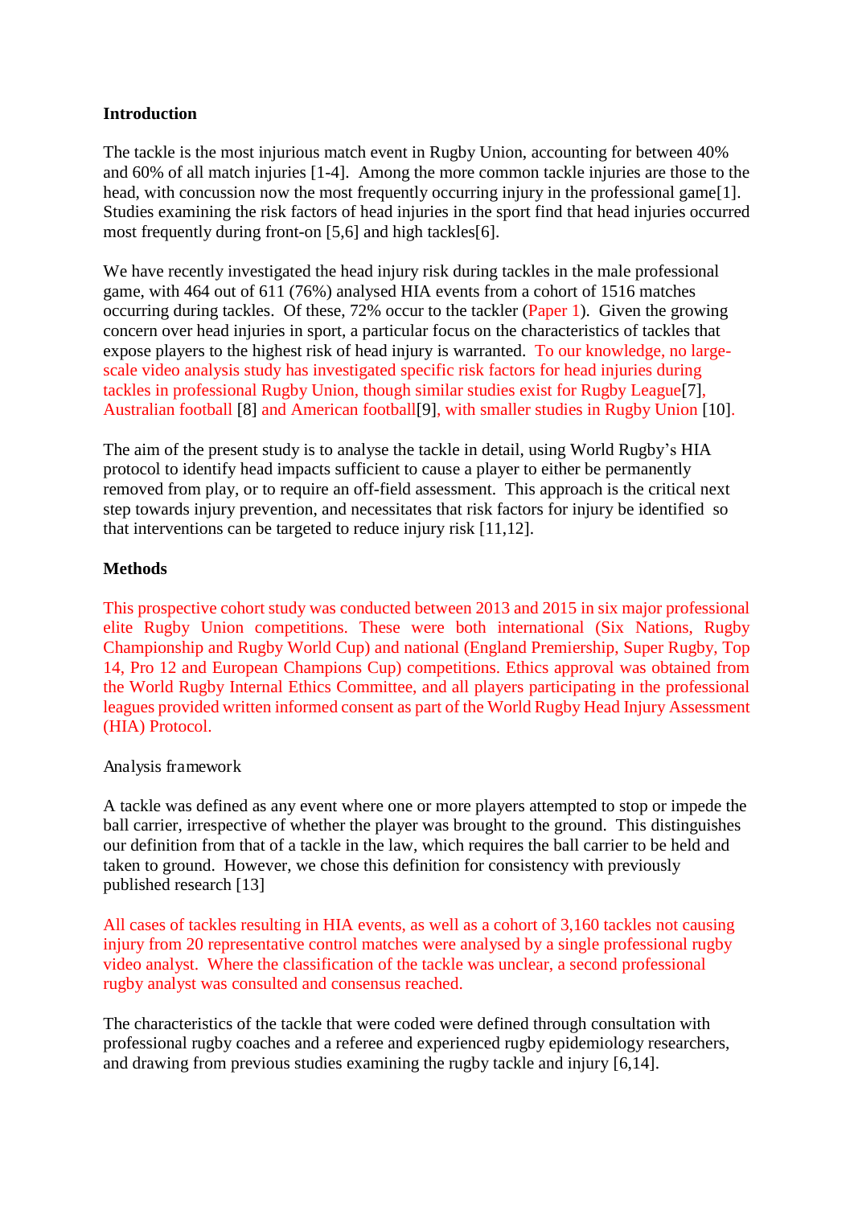**Introduction**

The tackle is the most injurious match event in Rugby Union, accounting for between 40% and 60% of all match injuries [1-4]. Among the more common tackle injuries are those to the head, with concussion now the most frequently occurring injury in the professional game[1]. Studies examining the risk factors of head injuries in the sport find that head injuries occurred most frequently during front-on [5,6] and high tackles[6].

We have recently investigated the head injury risk during tackles in the male professional game, with 464 out of 611 (76%) analysed HIA events from a cohort of 1516 matches occurring during tackles. Of these, 72% occur to the tackler (Paper 1). Given the growing concern over head injuries in sport, a particular focus on the characteristics of tackles that expose players to the highest risk of head injury is warranted. To our knowledge, no large-scale video analysis study has investigated specific risk factors for head injuries during tackles in professional Rugby Union, though similar studies exist for Rugby League[7], Australian football [8] and American football[9], with smaller studies in Rugby Union [10].

The aim of the present study is to analyse the tackle in detail, using World Rugby's HIA protocol to identify head impacts sufficient to cause a player to either be permanently removed from play, or to require an off-field assessment. This approach is the critical next step towards injury prevention, and necessitates that risk factors for injury be identified so that interventions can be targeted to reduce injury risk [11,12].

**Methods**

This prospective cohort study was conducted between 2013 and 2015 in six major professional elite Rugby Union competitions. These were both international (Six Nations, Rugby Championship and Rugby World Cup) and national (England Premiership, Super Rugby, Top 14, Pro 12 and European Champions Cup) competitions. Ethics approval was obtained from the World Rugby Internal Ethics Committee, and all players participating in the professional leagues provided written informed consent as part of the World Rugby Head Injury Assessment (HIA) Protocol.

Analysis framework

A tackle was defined as any event where one or more players attempted to stop or impede the ball carrier, irrespective of whether the player was brought to the ground. This distinguishes our definition from that of a tackle in the law, which requires the ball carrier to be held and taken to ground. However, we chose this definition for consistency with previously published research [13]

All cases of tackles resulting in HIA events, as well as a cohort of 3,160 tackles not causing injury from 20 representative control matches were analysed by a single professional rugby video analyst. Where the classification of the tackle was unclear, a second professional rugby analyst was consulted and consensus reached.

The characteristics of the tackle that were coded were defined through consultation with professional rugby coaches and a referee and experienced rugby epidemiology researchers, and drawing from previous studies examining the rugby tackle and injury [6,14].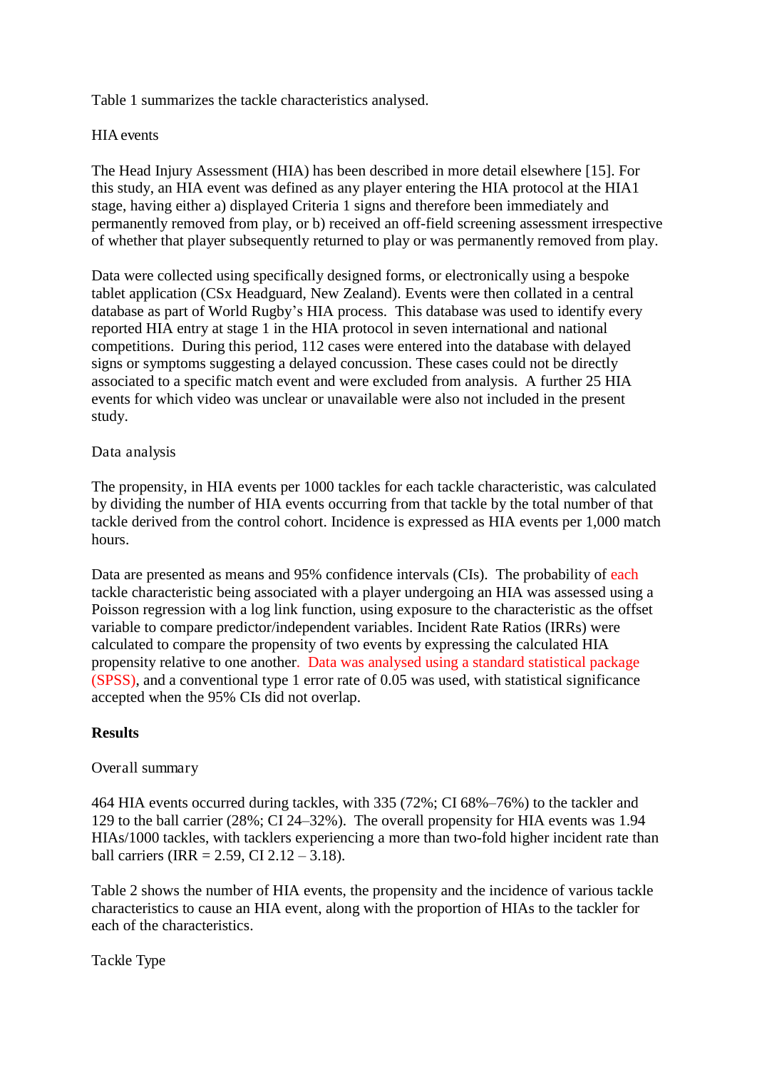Table 1 summarizes the tackle characteristics analysed.

HIA events

The Head Injury Assessment (HIA) has been described in more detail elsewhere [15]. For this study, an HIA event was defined as any player entering the HIA protocol at the HIA1 stage, having either a) displayed Criteria 1 signs and therefore been immediately and permanently removed from play, or b) received an off-field screening assessment irrespective of whether that player subsequently returned to play or was permanently removed from play.

Data were collected using specifically designed forms, or electronically using a bespoke tablet application (CSx Headguard, New Zealand). Events were then collated in a central database as part of World Rugby's HIA process. This database was used to identify every reported HIA entry at stage 1 in the HIA protocol in seven international and national competitions. During this period, 112 cases were entered into the database with delayed signs or symptoms suggesting a delayed concussion. These cases could not be directly associated to a specific match event and were excluded from analysis. A further 25 HIA events for which video was unclear or unavailable were also not included in the present study.

Data analysis

The propensity, in HIA events per 1000 tackles for each tackle characteristic, was calculated by dividing the number of HIA events occurring from that tackle by the total number of that tackle derived from the control cohort. Incidence is expressed as HIA events per 1,000 match hours.

Data are presented as means and 95% confidence intervals (CIs). The probability of each tackle characteristic being associated with a player undergoing an HIA was assessed using a Poisson regression with a log link function, using exposure to the characteristic as the offset variable to compare predictor/independent variables. Incident Rate Ratios (IRRs) were calculated to compare the propensity of two events by expressing the calculated HIA propensity relative to one another. Data was analysed using a standard statistical package (SPSS), and a conventional type 1 error rate of 0.05 was used, with statistical significance accepted when the 95% CIs did not overlap.

**Results**

Overall summary

464 HIA events occurred during tackles, with 335 (72%; CI 68%–76%) to the tackler and 129 to the ball carrier (28%; CI 24–32%). The overall propensity for HIA events was 1.94 HIAs/1000 tackles, with tacklers experiencing a more than two-fold higher incident rate than ball carriers (IRR = 2.59, CI 2.12 – 3.18).

Table 2 shows the number of HIA events, the propensity and the incidence of various tackle characteristics to cause an HIA event, along with the proportion of HIAs to the tackler for each of the characteristics.

Tackle Type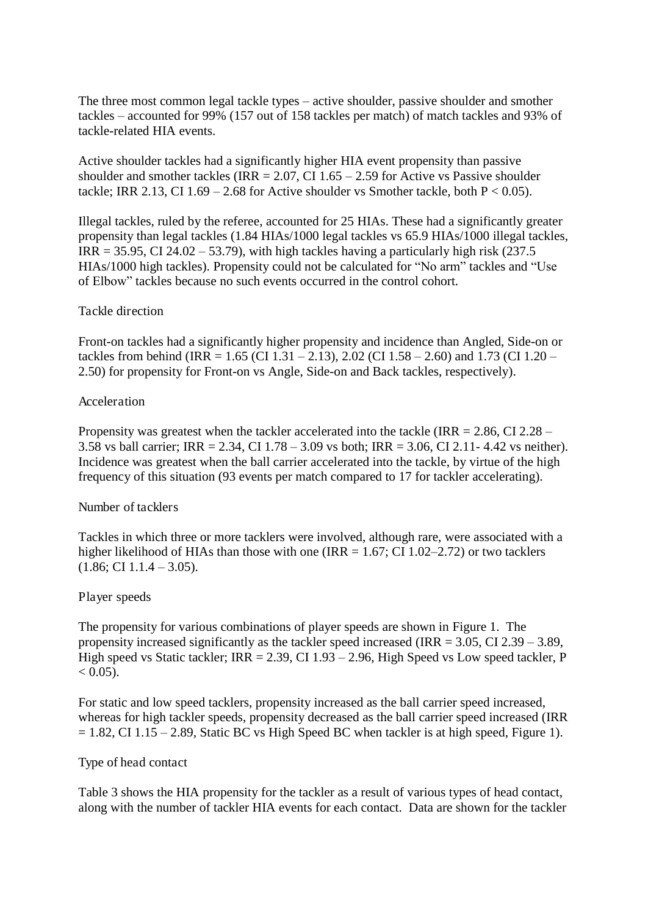The three most common legal tackle types – active shoulder, passive shoulder and smother tackles – accounted for 99% (157 out of 158 tackles per match) of match tackles and 93% of tackle-related HIA events.

Active shoulder tackles had a significantly higher HIA event propensity than passive shoulder and smother tackles (IRR = 2.07, CI 1.65 – 2.59 for Active vs Passive shoulder tackle; IRR 2.13, CI 1.69 – 2.68 for Active shoulder vs Smother tackle, both $P < 0.05$).

Illegal tackles, ruled by the referee, accounted for 25 HIAs. These had a significantly greater propensity than legal tackles (1.84 HIAs/1000 legal tackles vs 65.9 HIAs/1000 illegal tackles, IRR = 35.95, CI 24.02 – 53.79), with high tackles having a particularly high risk (237.5 HIAs/1000 high tackles). Propensity could not be calculated for "No arm" tackles and "Use of Elbow" tackles because no such events occurred in the control cohort.

### Tackle direction

Front-on tackles had a significantly higher propensity and incidence than Angled, Side-on or tackles from behind (IRR = 1.65 (CI 1.31 – 2.13), 2.02 (CI 1.58 – 2.60) and 1.73 (CI 1.20 – 2.50) for propensity for Front-on vs Angle, Side-on and Back tackles, respectively).

### Acceleration

Propensity was greatest when the tackler accelerated into the tackle (IRR = 2.86, CI 2.28 – 3.58 vs ball carrier; IRR = 2.34, CI 1.78 – 3.09 vs both; IRR = 3.06, CI 2.11- 4.42 vs neither). Incidence was greatest when the ball carrier accelerated into the tackle, by virtue of the high frequency of this situation (93 events per match compared to 17 for tackler accelerating).

### Number of tacklers

Tackles in which three or more tacklers were involved, although rare, were associated with a higher likelihood of HIAs than those with one (IRR = 1.67; CI 1.02–2.72) or two tacklers (1.86; CI 1.1.4 – 3.05).

### Player speeds

The propensity for various combinations of player speeds are shown in Figure 1. The propensity increased significantly as the tackler speed increased (IRR = 3.05, CI 2.39 – 3.89, High speed vs Static tackler; IRR = 2.39, CI 1.93 – 2.96, High Speed vs Low speed tackler, $P < 0.05$).

For static and low speed tacklers, propensity increased as the ball carrier speed increased, whereas for high tackler speeds, propensity decreased as the ball carrier speed increased (IRR = 1.82, CI 1.15 – 2.89, Static BC vs High Speed BC when tackler is at high speed, Figure 1).

### Type of head contact

Table 3 shows the HIA propensity for the tackler as a result of various types of head contact, along with the number of tackler HIA events for each contact. Data are shown for the tackler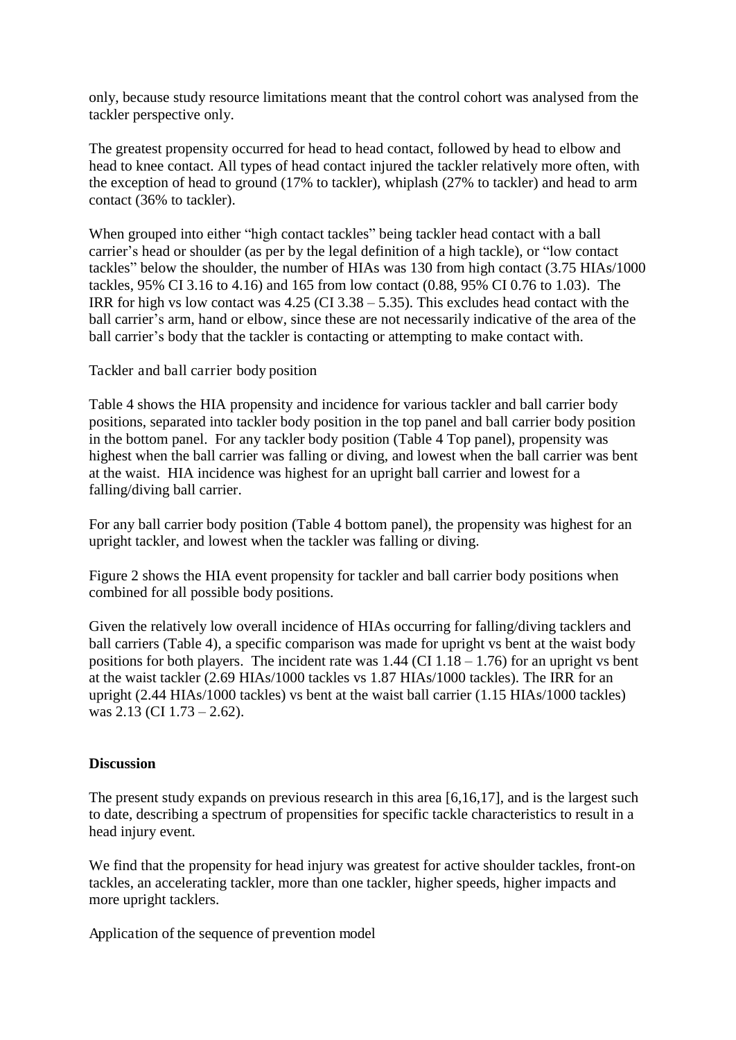only, because study resource limitations meant that the control cohort was analysed from the tackler perspective only.

The greatest propensity occurred for head to head contact, followed by head to elbow and head to knee contact. All types of head contact injured the tackler relatively more often, with the exception of head to ground (17% to tackler), whiplash (27% to tackler) and head to arm contact (36% to tackler).

When grouped into either "high contact tackles" being tackler head contact with a ball carrier's head or shoulder (as per by the legal definition of a high tackle), or "low contact tackles" below the shoulder, the number of HIAs was 130 from high contact (3.75 HIAs/1000 tackles, 95% CI 3.16 to 4.16) and 165 from low contact (0.88, 95% CI 0.76 to 1.03). The IRR for high vs low contact was 4.25 (CI 3.38 – 5.35). This excludes head contact with the ball carrier's arm, hand or elbow, since these are not necessarily indicative of the area of the ball carrier's body that the tackler is contacting or attempting to make contact with.

### Tackler and ball carrier body position

Table 4 shows the HIA propensity and incidence for various tackler and ball carrier body positions, separated into tackler body position in the top panel and ball carrier body position in the bottom panel. For any tackler body position (Table 4 Top panel), propensity was highest when the ball carrier was falling or diving, and lowest when the ball carrier was bent at the waist. HIA incidence was highest for an upright ball carrier and lowest for a falling/diving ball carrier.

For any ball carrier body position (Table 4 bottom panel), the propensity was highest for an upright tackler, and lowest when the tackler was falling or diving.

Figure 2 shows the HIA event propensity for tackler and ball carrier body positions when combined for all possible body positions.

Given the relatively low overall incidence of HIAs occurring for falling/diving tacklers and ball carriers (Table 4), a specific comparison was made for upright vs bent at the waist body positions for both players. The incident rate was 1.44 (CI 1.18 – 1.76) for an upright vs bent at the waist tackler (2.69 HIAs/1000 tackles vs 1.87 HIAs/1000 tackles). The IRR for an upright (2.44 HIAs/1000 tackles) vs bent at the waist ball carrier (1.15 HIAs/1000 tackles) was 2.13 (CI 1.73 – 2.62).

## Discussion

The present study expands on previous research in this area [6,16,17], and is the largest such to date, describing a spectrum of propensities for specific tackle characteristics to result in a head injury event.

We find that the propensity for head injury was greatest for active shoulder tackles, front-on tackles, an accelerating tackler, more than one tackler, higher speeds, higher impacts and more upright tacklers.

### Application of the sequence of prevention model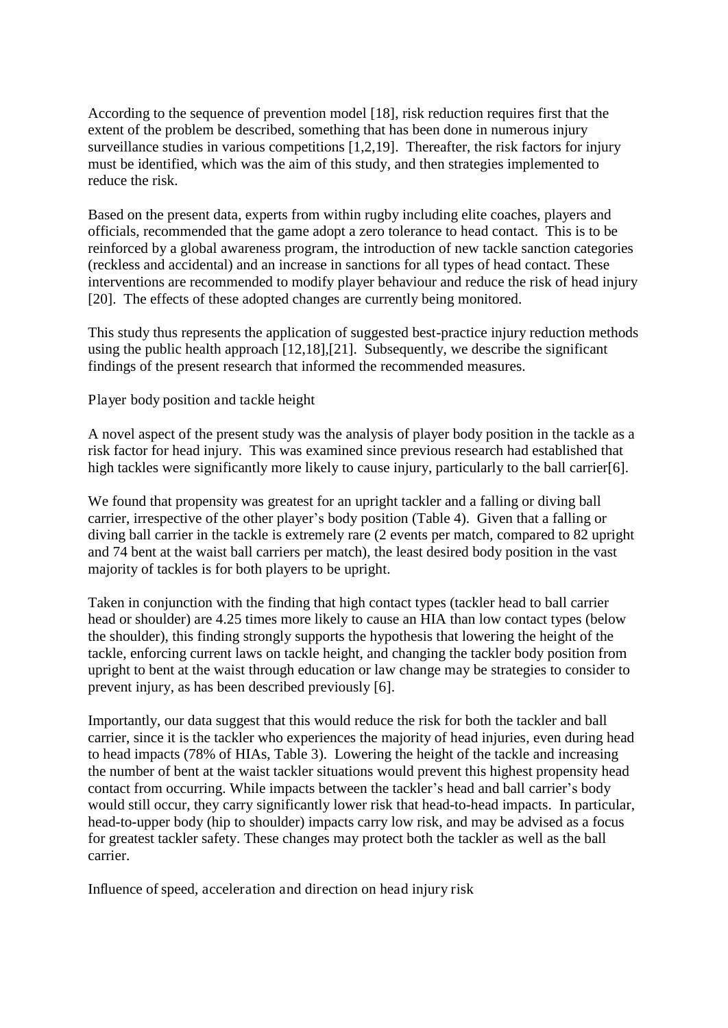According to the sequence of prevention model [18], risk reduction requires first that the extent of the problem be described, something that has been done in numerous injury surveillance studies in various competitions [1,2,19]. Thereafter, the risk factors for injury must be identified, which was the aim of this study, and then strategies implemented to reduce the risk.

Based on the present data, experts from within rugby including elite coaches, players and officials, recommended that the game adopt a zero tolerance to head contact. This is to be reinforced by a global awareness program, the introduction of new tackle sanction categories (reckless and accidental) and an increase in sanctions for all types of head contact. These interventions are recommended to modify player behaviour and reduce the risk of head injury [20]. The effects of these adopted changes are currently being monitored.

This study thus represents the application of suggested best-practice injury reduction methods using the public health approach [12,18],[21]. Subsequently, we describe the significant findings of the present research that informed the recommended measures.

## Player body position and tackle height

A novel aspect of the present study was the analysis of player body position in the tackle as a risk factor for head injury. This was examined since previous research had established that high tackles were significantly more likely to cause injury, particularly to the ball carrier[6].

We found that propensity was greatest for an upright tackler and a falling or diving ball carrier, irrespective of the other player's body position (Table 4). Given that a falling or diving ball carrier in the tackle is extremely rare (2 events per match, compared to 82 upright and 74 bent at the waist ball carriers per match), the least desired body position in the vast majority of tackles is for both players to be upright.

Taken in conjunction with the finding that high contact types (tackler head to ball carrier head or shoulder) are 4.25 times more likely to cause an HIA than low contact types (below the shoulder), this finding strongly supports the hypothesis that lowering the height of the tackle, enforcing current laws on tackle height, and changing the tackler body position from upright to bent at the waist through education or law change may be strategies to consider to prevent injury, as has been described previously [6].

Importantly, our data suggest that this would reduce the risk for both the tackler and ball carrier, since it is the tackler who experiences the majority of head injuries, even during head to head impacts (78% of HIAs, Table 3). Lowering the height of the tackle and increasing the number of bent at the waist tackler situations would prevent this highest propensity head contact from occurring. While impacts between the tackler's head and ball carrier's body would still occur, they carry significantly lower risk that head-to-head impacts. In particular, head-to-upper body (hip to shoulder) impacts carry low risk, and may be advised as a focus for greatest tackler safety. These changes may protect both the tackler as well as the ball carrier.

## Influence of speed, acceleration and direction on head injury risk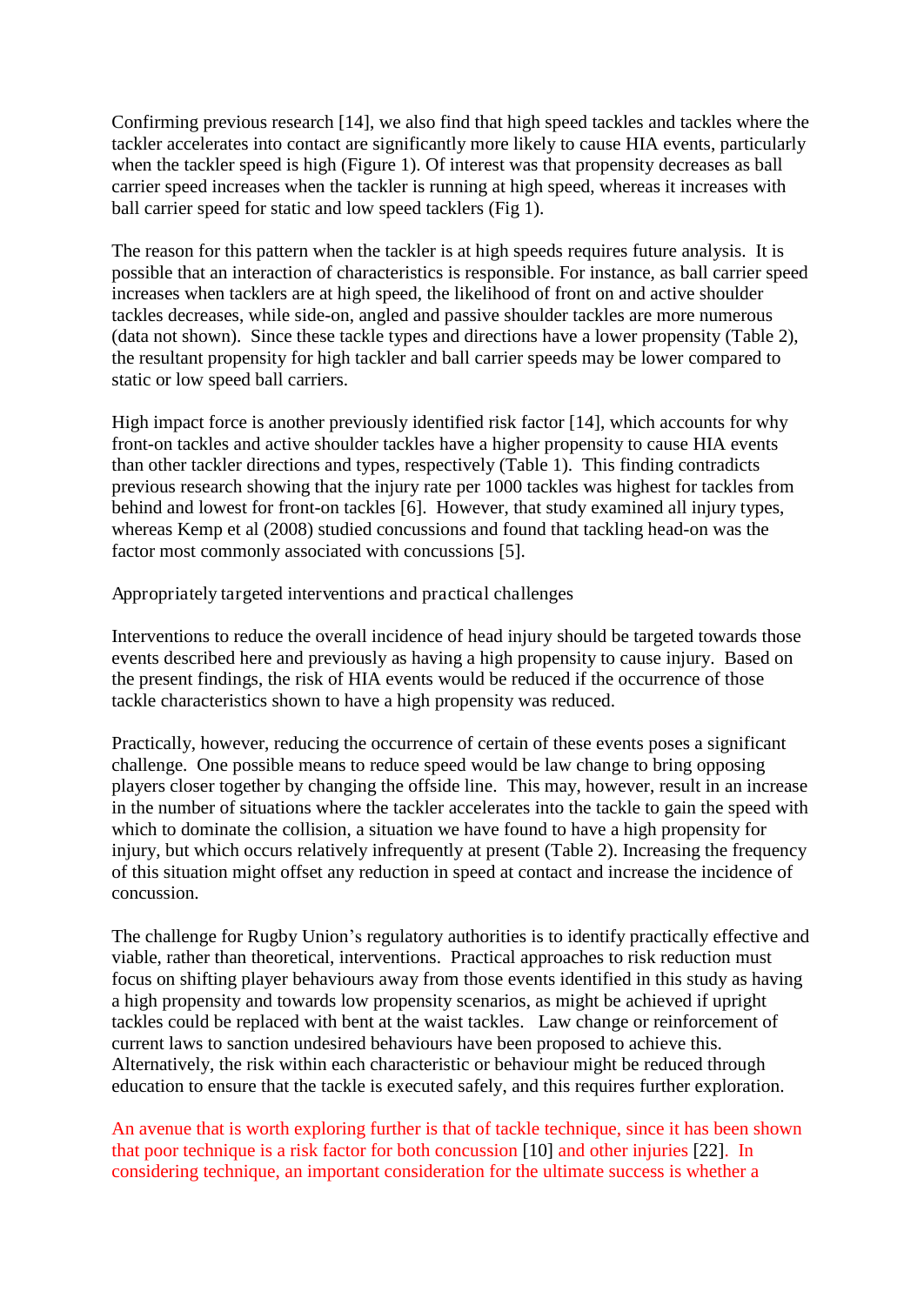Confirming previous research [14], we also find that high speed tackles and tackles where the tackler accelerates into contact are significantly more likely to cause HIA events, particularly when the tackler speed is high (Figure 1). Of interest was that propensity decreases as ball carrier speed increases when the tackler is running at high speed, whereas it increases with ball carrier speed for static and low speed tacklers (Fig 1).

The reason for this pattern when the tackler is at high speeds requires future analysis. It is possible that an interaction of characteristics is responsible. For instance, as ball carrier speed increases when tacklers are at high speed, the likelihood of front on and active shoulder tackles decreases, while side-on, angled and passive shoulder tackles are more numerous (data not shown). Since these tackle types and directions have a lower propensity (Table 2), the resultant propensity for high tackler and ball carrier speeds may be lower compared to static or low speed ball carriers.

High impact force is another previously identified risk factor [14], which accounts for why front-on tackles and active shoulder tackles have a higher propensity to cause HIA events than other tackler directions and types, respectively (Table 1). This finding contradicts previous research showing that the injury rate per 1000 tackles was highest for tackles from behind and lowest for front-on tackles [6]. However, that study examined all injury types, whereas Kemp et al (2008) studied concussions and found that tackling head-on was the factor most commonly associated with concussions [5].

Appropriately targeted interventions and practical challenges

Interventions to reduce the overall incidence of head injury should be targeted towards those events described here and previously as having a high propensity to cause injury. Based on the present findings, the risk of HIA events would be reduced if the occurrence of those tackle characteristics shown to have a high propensity was reduced.

Practically, however, reducing the occurrence of certain of these events poses a significant challenge. One possible means to reduce speed would be law change to bring opposing players closer together by changing the offside line. This may, however, result in an increase in the number of situations where the tackler accelerates into the tackle to gain the speed with which to dominate the collision, a situation we have found to have a high propensity for injury, but which occurs relatively infrequently at present (Table 2). Increasing the frequency of this situation might offset any reduction in speed at contact and increase the incidence of concussion.

The challenge for Rugby Union's regulatory authorities is to identify practically effective and viable, rather than theoretical, interventions. Practical approaches to risk reduction must focus on shifting player behaviours away from those events identified in this study as having a high propensity and towards low propensity scenarios, as might be achieved if upright tackles could be replaced with bent at the waist tackles. Law change or reinforcement of current laws to sanction undesired behaviours have been proposed to achieve this. Alternatively, the risk within each characteristic or behaviour might be reduced through education to ensure that the tackle is executed safely, and this requires further exploration.

An avenue that is worth exploring further is that of tackle technique, since it has been shown that poor technique is a risk factor for both concussion [10] and other injuries [22]. In considering technique, an important consideration for the ultimate success is whether a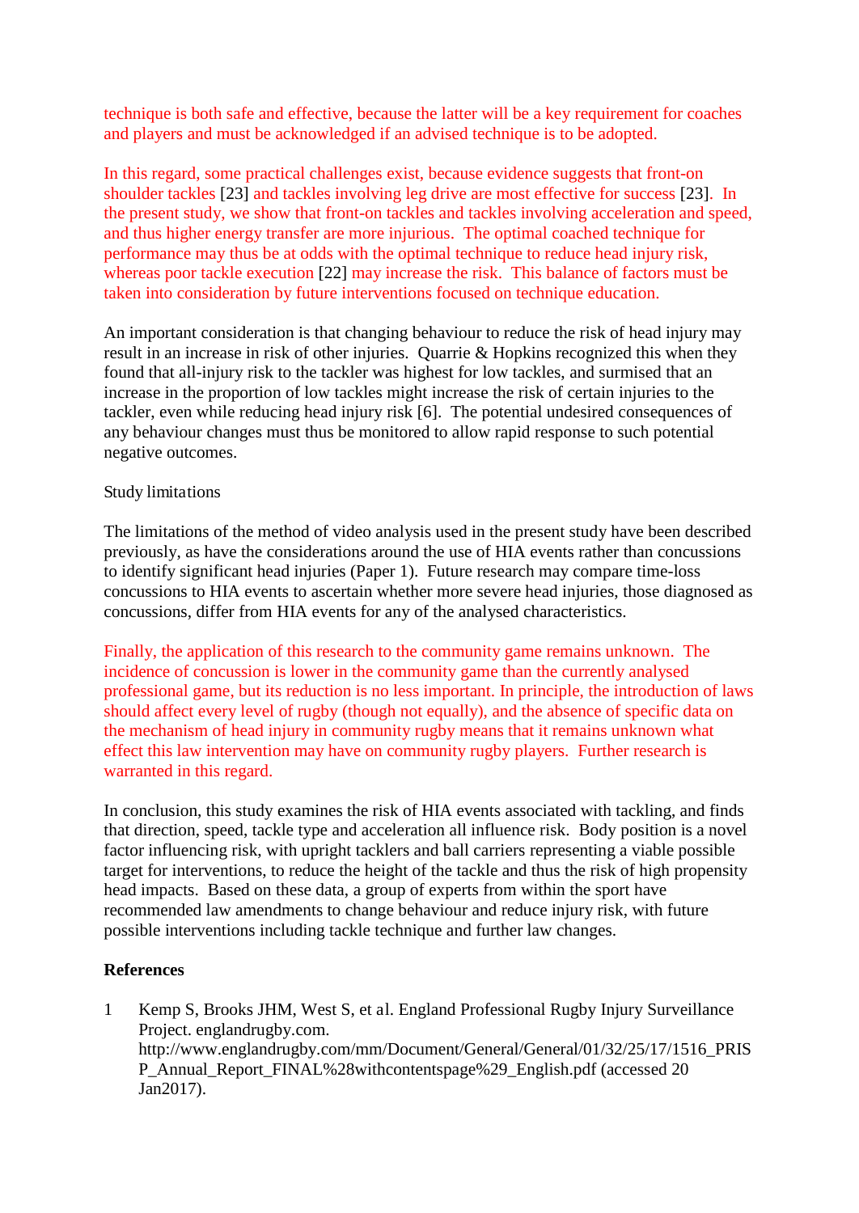technique is both safe and effective, because the latter will be a key requirement for coaches and players and must be acknowledged if an advised technique is to be adopted.

In this regard, some practical challenges exist, because evidence suggests that front-on shoulder tackles [23] and tackles involving leg drive are most effective for success [23]. In the present study, we show that front-on tackles and tackles involving acceleration and speed, and thus higher energy transfer are more injurious. The optimal coached technique for performance may thus be at odds with the optimal technique to reduce head injury risk, whereas poor tackle execution [22] may increase the risk. This balance of factors must be taken into consideration by future interventions focused on technique education.

An important consideration is that changing behaviour to reduce the risk of head injury may result in an increase in risk of other injuries. Quarrie & Hopkins recognized this when they found that all-injury risk to the tackler was highest for low tackles, and surmised that an increase in the proportion of low tackles might increase the risk of certain injuries to the tackler, even while reducing head injury risk [6]. The potential undesired consequences of any behaviour changes must thus be monitored to allow rapid response to such potential negative outcomes.

Study limitations

The limitations of the method of video analysis used in the present study have been described previously, as have the considerations around the use of HIA events rather than concussions to identify significant head injuries (Paper 1). Future research may compare time-loss concussions to HIA events to ascertain whether more severe head injuries, those diagnosed as concussions, differ from HIA events for any of the analysed characteristics.

Finally, the application of this research to the community game remains unknown. The incidence of concussion is lower in the community game than the currently analysed professional game, but its reduction is no less important. In principle, the introduction of laws should affect every level of rugby (though not equally), and the absence of specific data on the mechanism of head injury in community rugby means that it remains unknown what effect this law intervention may have on community rugby players. Further research is warranted in this regard.

In conclusion, this study examines the risk of HIA events associated with tackling, and finds that direction, speed, tackle type and acceleration all influence risk. Body position is a novel factor influencing risk, with upright tacklers and ball carriers representing a viable possible target for interventions, to reduce the height of the tackle and thus the risk of high propensity head impacts. Based on these data, a group of experts from within the sport have recommended law amendments to change behaviour and reduce injury risk, with future possible interventions including tackle technique and further law changes.

**References**

1 Kemp S, Brooks JHM, West S, et al. England Professional Rugby Injury Surveillance Project. englandrugby.com. http://www.englandrugby.com/mm/Document/General/General/01/32/25/17/1516_PRISP_Annual_Report_FINAL%28withcontentspage%29_English.pdf (accessed 20 Jan2017).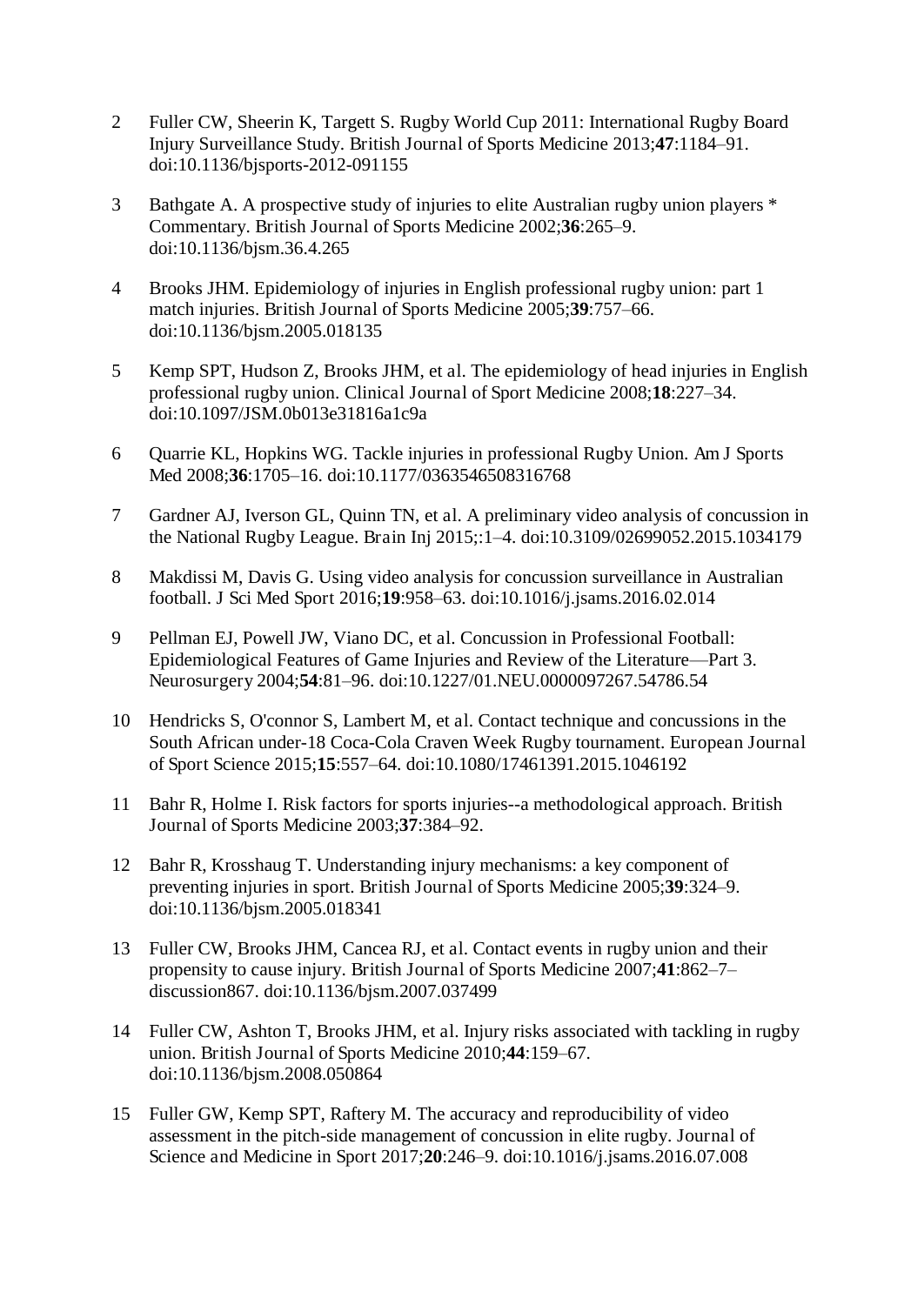2 Fuller CW, Sheerin K, Targett S. Rugby World Cup 2011: International Rugby Board Injury Surveillance Study. British Journal of Sports Medicine 2013;**47**:1184–91. doi:10.1136/bjsports-2012-091155

3 Bathgate A. A prospective study of injuries to elite Australian rugby union players * Commentary. British Journal of Sports Medicine 2002;**36**:265–9. doi:10.1136/bjsm.36.4.265

4 Brooks JHM. Epidemiology of injuries in English professional rugby union: part 1 match injuries. British Journal of Sports Medicine 2005;**39**:757–66. doi:10.1136/bjsm.2005.018135

5 Kemp SPT, Hudson Z, Brooks JHM, et al. The epidemiology of head injuries in English professional rugby union. Clinical Journal of Sport Medicine 2008;**18**:227–34. doi:10.1097/JSM.0b013e31816a1c9a

6 Quarrie KL, Hopkins WG. Tackle injuries in professional Rugby Union. Am J Sports Med 2008;**36**:1705–16. doi:10.1177/0363546508316768

7 Gardner AJ, Iverson GL, Quinn TN, et al. A preliminary video analysis of concussion in the National Rugby League. Brain Inj 2015;:1–4. doi:10.3109/02699052.2015.1034179

8 Makdissi M, Davis G. Using video analysis for concussion surveillance in Australian football. J Sci Med Sport 2016;**19**:958–63. doi:10.1016/j.jsams.2016.02.014

9 Pellman EJ, Powell JW, Viano DC, et al. Concussion in Professional Football: Epidemiological Features of Game Injuries and Review of the Literature—Part 3. Neurosurgery 2004;**54**:81–96. doi:10.1227/01.NEU.0000097267.54786.54

10 Hendricks S, O'connor S, Lambert M, et al. Contact technique and concussions in the South African under-18 Coca-Cola Craven Week Rugby tournament. European Journal of Sport Science 2015;**15**:557–64. doi:10.1080/17461391.2015.1046192

11 Bahr R, Holme I. Risk factors for sports injuries--a methodological approach. British Journal of Sports Medicine 2003;**37**:384–92.

12 Bahr R, Krosshaug T. Understanding injury mechanisms: a key component of preventing injuries in sport. British Journal of Sports Medicine 2005;**39**:324–9. doi:10.1136/bjsm.2005.018341

13 Fuller CW, Brooks JHM, Cancea RJ, et al. Contact events in rugby union and their propensity to cause injury. British Journal of Sports Medicine 2007;**41**:862–7–discussion867. doi:10.1136/bjsm.2007.037499

14 Fuller CW, Ashton T, Brooks JHM, et al. Injury risks associated with tackling in rugby union. British Journal of Sports Medicine 2010;**44**:159–67. doi:10.1136/bjsm.2008.050864

15 Fuller GW, Kemp SPT, Raftery M. The accuracy and reproducibility of video assessment in the pitch-side management of concussion in elite rugby. Journal of Science and Medicine in Sport 2017;**20**:246–9. doi:10.1016/j.jsams.2016.07.008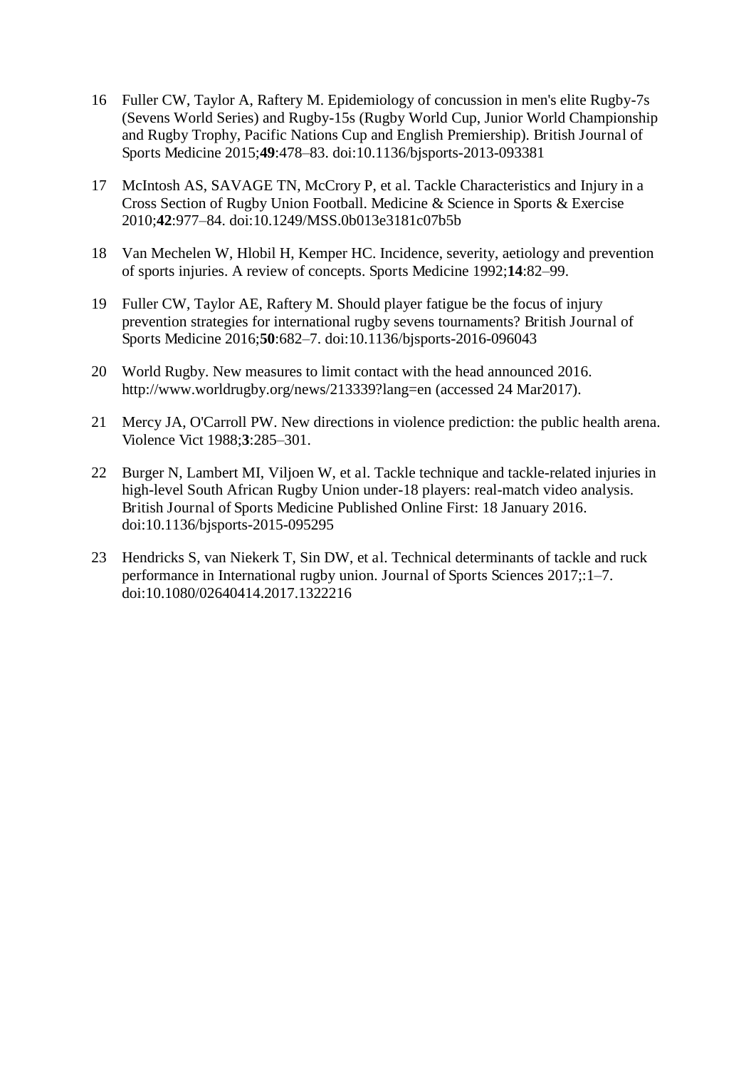16 Fuller CW, Taylor A, Raftery M. Epidemiology of concussion in men's elite Rugby-7s (Sevens World Series) and Rugby-15s (Rugby World Cup, Junior World Championship and Rugby Trophy, Pacific Nations Cup and English Premiership). British Journal of Sports Medicine 2015;**49**:478–83. doi:10.1136/bjsports-2013-093381

17 McIntosh AS, SAVAGE TN, McCrory P, et al. Tackle Characteristics and Injury in a Cross Section of Rugby Union Football. Medicine & Science in Sports & Exercise 2010;**42**:977–84. doi:10.1249/MSS.0b013e3181c07b5b

18 Van Mechelen W, Hlobil H, Kemper HC. Incidence, severity, aetiology and prevention of sports injuries. A review of concepts. Sports Medicine 1992;**14**:82–99.

19 Fuller CW, Taylor AE, Raftery M. Should player fatigue be the focus of injury prevention strategies for international rugby sevens tournaments? British Journal of Sports Medicine 2016;**50**:682–7. doi:10.1136/bjsports-2016-096043

20 World Rugby. New measures to limit contact with the head announced 2016. http://www.worldrugby.org/news/213339?lang=en (accessed 24 Mar2017).

21 Mercy JA, O'Carroll PW. New directions in violence prediction: the public health arena. Violence Vict 1988;**3**:285–301.

22 Burger N, Lambert MI, Viljoen W, et al. Tackle technique and tackle-related injuries in high-level South African Rugby Union under-18 players: real-match video analysis. British Journal of Sports Medicine Published Online First: 18 January 2016. doi:10.1136/bjsports-2015-095295

23 Hendricks S, van Niekerk T, Sin DW, et al. Technical determinants of tackle and ruck performance in International rugby union. Journal of Sports Sciences 2017;:1–7. doi:10.1080/02640414.2017.1322216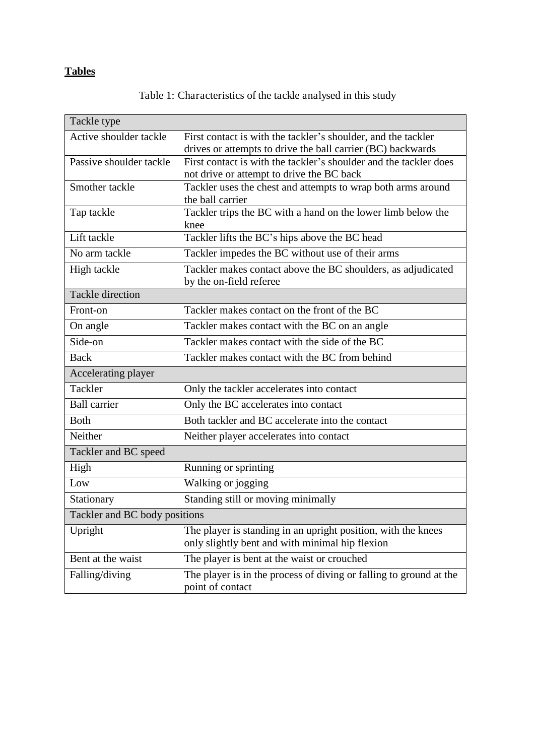**Tables**

Table 1: Characteristics of the tackle analysed in this study

| Tackle type | |
|---|---|
| Active shoulder tackle | First contact is with the tackler's shoulder, and the tackler drives or attempts to drive the ball carrier (BC) backwards |
| Passive shoulder tackle | First contact is with the tackler's shoulder and the tackler does not drive or attempt to drive the BC back |
| Smother tackle | Tackler uses the chest and attempts to wrap both arms around the ball carrier |
| Tap tackle | Tackler trips the BC with a hand on the lower limb below the knee |
| Lift tackle | Tackler lifts the BC's hips above the BC head |
| No arm tackle | Tackler impedes the BC without use of their arms |
| High tackle | Tackler makes contact above the BC shoulders, as adjudicated by the on-field referee |
| **Tackle direction** | |
| Front-on | Tackler makes contact on the front of the BC |
| On angle | Tackler makes contact with the BC on an angle |
| Side-on | Tackler makes contact with the side of the BC |
| Back | Tackler makes contact with the BC from behind |
| **Accelerating player** | |
| Tackler | Only the tackler accelerates into contact |
| Ball carrier | Only the BC accelerates into contact |
| Both | Both tackler and BC accelerate into the contact |
| Neither | Neither player accelerates into contact |
| **Tackler and BC speed** | |
| High | Running or sprinting |
| Low | Walking or jogging |
| Stationary | Standing still or moving minimally |
| **Tackler and BC body positions** | |
| Upright | The player is standing in an upright position, with the knees only slightly bent and with minimal hip flexion |
| Bent at the waist | The player is bent at the waist or crouched |
| Falling/diving | The player is in the process of diving or falling to ground at the point of contact |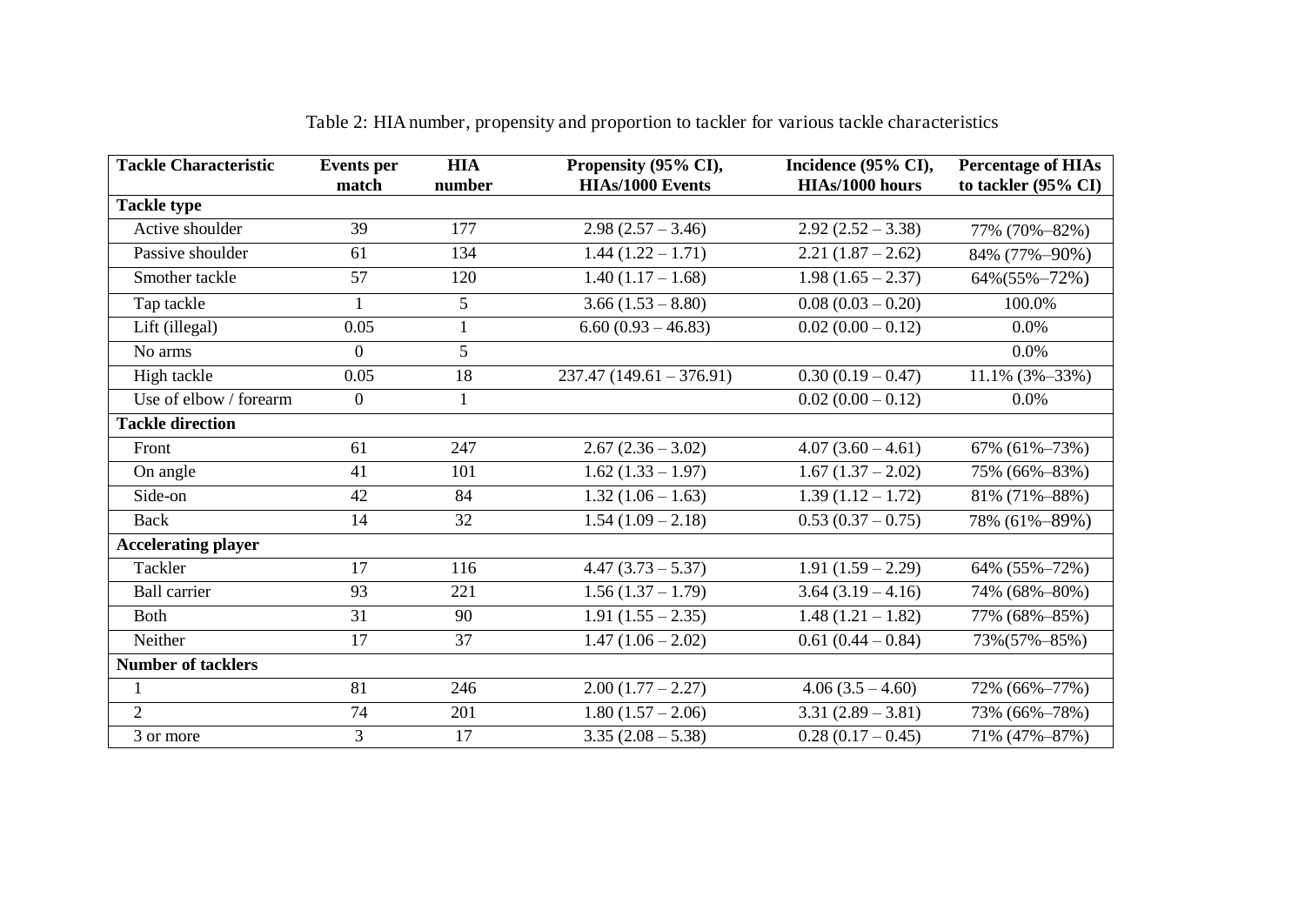Table 2: HIA number, propensity and proportion to tackler for various tackle characteristics

| Tackle Characteristic | Events per match | HIA number | Propensity (95% CI), HIAs/1000 Events | Incidence (95% CI), HIAs/1000 hours | Percentage of HIAs to tackler (95% CI) |
|---|---|---|---|---|---|
| **Tackle type** | | | | | |
| Active shoulder | 39 | 177 | 2.98 (2.57 – 3.46) | 2.92 (2.52 – 3.38) | 77% (70%–82%) |
| Passive shoulder | 61 | 134 | 1.44 (1.22 – 1.71) | 2.21 (1.87 – 2.62) | 84% (77%–90%) |
| Smother tackle | 57 | 120 | 1.40 (1.17 – 1.68) | 1.98 (1.65 – 2.37) | 64%(55%–72%) |
| Tap tackle | 1 | 5 | 3.66 (1.53 – 8.80) | 0.08 (0.03 – 0.20) | 100.0% |
| Lift (illegal) | 0.05 | 1 | 6.60 (0.93 – 46.83) | 0.02 (0.00 – 0.12) | 0.0% |
| No arms | 0 | 5 | | | 0.0% |
| High tackle | 0.05 | 18 | 237.47 (149.61 – 376.91) | 0.30 (0.19 – 0.47) | 11.1% (3%–33%) |
| Use of elbow / forearm | 0 | 1 | | 0.02 (0.00 – 0.12) | 0.0% |
| **Tackle direction** | | | | | |
| Front | 61 | 247 | 2.67 (2.36 – 3.02) | 4.07 (3.60 – 4.61) | 67% (61%–73%) |
| On angle | 41 | 101 | 1.62 (1.33 – 1.97) | 1.67 (1.37 – 2.02) | 75% (66%–83%) |
| Side-on | 42 | 84 | 1.32 (1.06 – 1.63) | 1.39 (1.12 – 1.72) | 81% (71%–88%) |
| Back | 14 | 32 | 1.54 (1.09 – 2.18) | 0.53 (0.37 – 0.75) | 78% (61%–89%) |
| **Accelerating player** | | | | | |
| Tackler | 17 | 116 | 4.47 (3.73 – 5.37) | 1.91 (1.59 – 2.29) | 64% (55%–72%) |
| Ball carrier | 93 | 221 | 1.56 (1.37 – 1.79) | 3.64 (3.19 – 4.16) | 74% (68%–80%) |
| Both | 31 | 90 | 1.91 (1.55 – 2.35) | 1.48 (1.21 – 1.82) | 77% (68%–85%) |
| Neither | 17 | 37 | 1.47 (1.06 – 2.02) | 0.61 (0.44 – 0.84) | 73%(57%–85%) |
| **Number of tacklers** | | | | | |
| 1 | 81 | 246 | 2.00 (1.77 – 2.27) | 4.06 (3.5 – 4.60) | 72% (66%–77%) |
| 2 | 74 | 201 | 1.80 (1.57 – 2.06) | 3.31 (2.89 – 3.81) | 73% (66%–78%) |
| 3 or more | 3 | 17 | 3.35 (2.08 – 5.38) | 0.28 (0.17 – 0.45) | 71% (47%–87%) |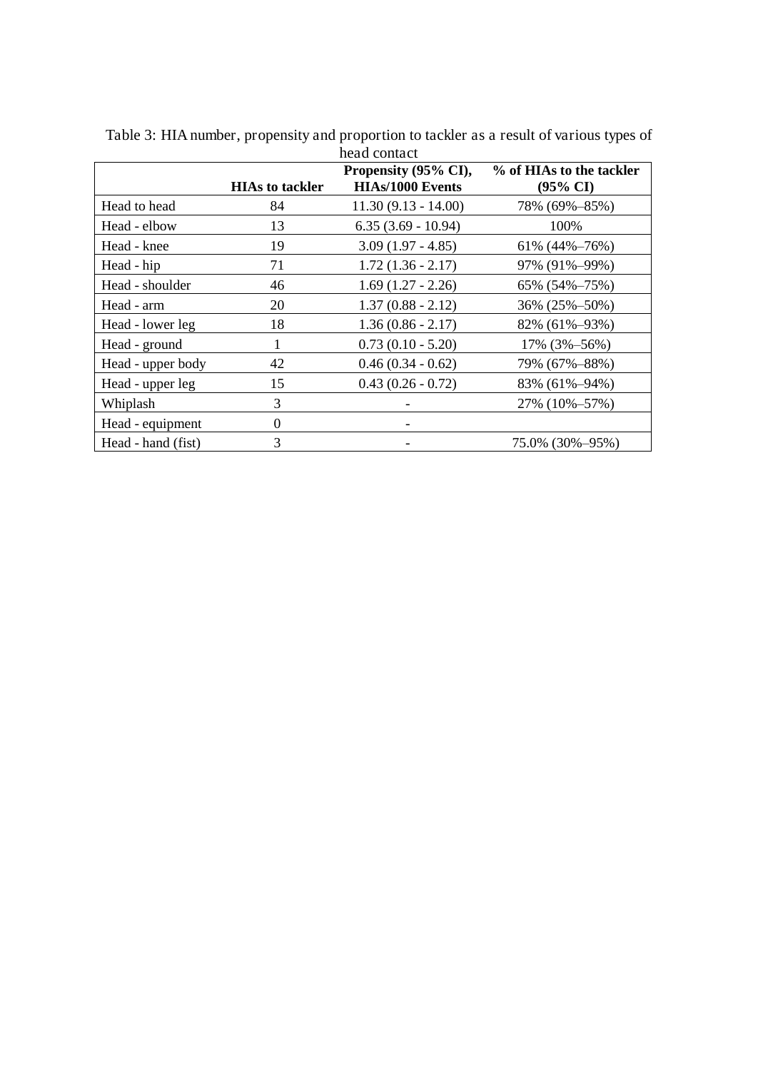Table 3: HIA number, propensity and proportion to tackler as a result of various types of head contact

| | HIAs to tackler | Propensity (95% CI), HIAs/1000 Events | % of HIAs to the tackler (95% CI) |
|---|---|---|---|
| Head to head | 84 | 11.30 (9.13 - 14.00) | 78% (69%–85%) |
| Head - elbow | 13 | 6.35 (3.69 - 10.94) | 100% |
| Head - knee | 19 | 3.09 (1.97 - 4.85) | 61% (44%–76%) |
| Head - hip | 71 | 1.72 (1.36 - 2.17) | 97% (91%–99%) |
| Head - shoulder | 46 | 1.69 (1.27 - 2.26) | 65% (54%–75%) |
| Head - arm | 20 | 1.37 (0.88 - 2.12) | 36% (25%–50%) |
| Head - lower leg | 18 | 1.36 (0.86 - 2.17) | 82% (61%–93%) |
| Head - ground | 1 | 0.73 (0.10 - 5.20) | 17% (3%–56%) |
| Head - upper body | 42 | 0.46 (0.34 - 0.62) | 79% (67%–88%) |
| Head - upper leg | 15 | 0.43 (0.26 - 0.72) | 83% (61%–94%) |
| Whiplash | 3 | - | 27% (10%–57%) |
| Head - equipment | 0 | - | |
| Head - hand (fist) | 3 | - | 75.0% (30%–95%) |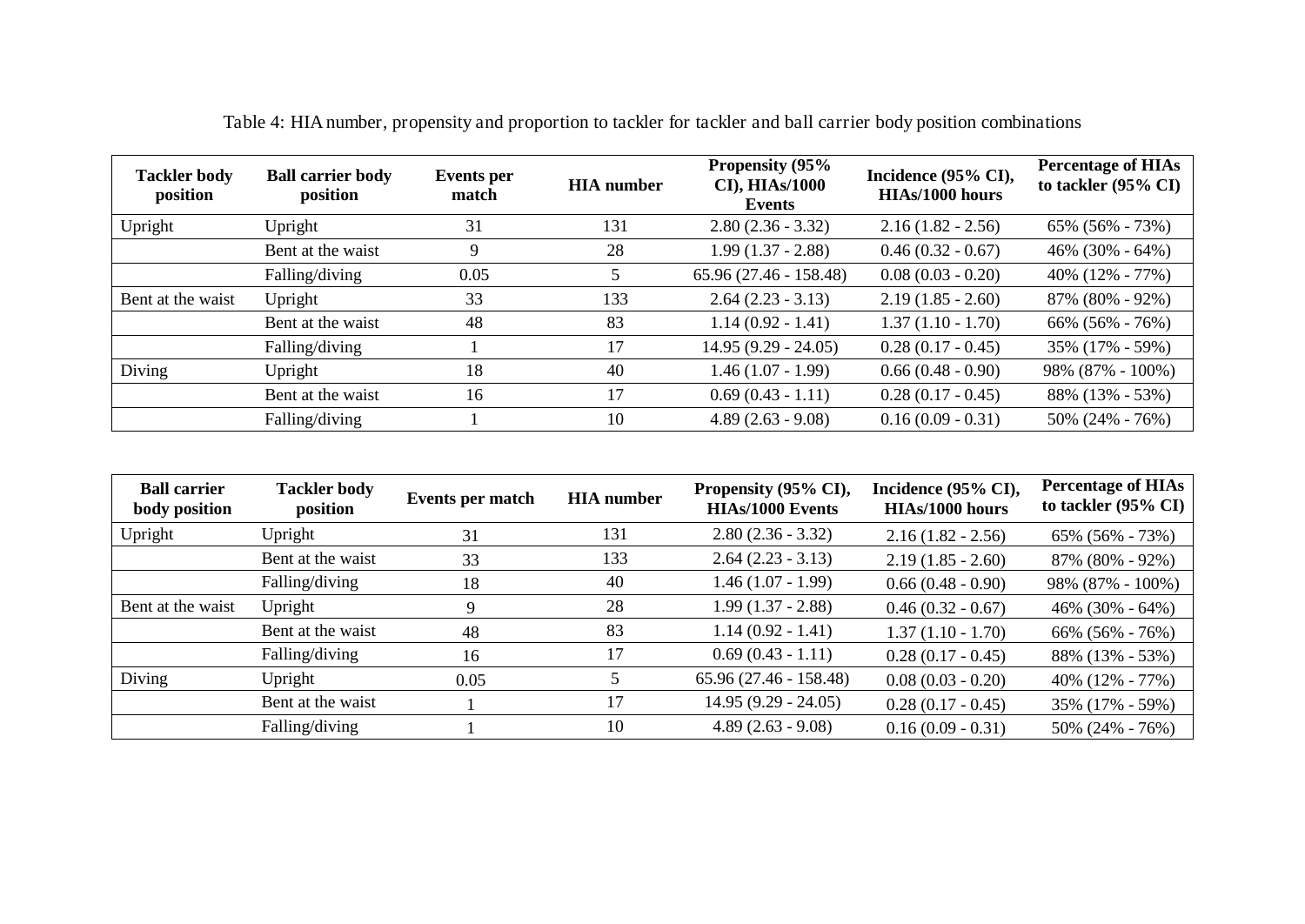Table 4: HIA number, propensity and proportion to tackler for tackler and ball carrier body position combinations

| **Tackler body position** | **Ball carrier body position** | **Events per match** | **HIA number** | **Propensity (95% CI), HIAs/1000 Events** | **Incidence (95% CI), HIAs/1000 hours** | **Percentage of HIAs to tackler (95% CI)** |
|---|---|---|---|---|---|---|
| Upright | Upright | 31 | 131 | 2.80 (2.36 - 3.32) | 2.16 (1.82 - 2.56) | 65% (56% - 73%) |
| | Bent at the waist | 9 | 28 | 1.99 (1.37 - 2.88) | 0.46 (0.32 - 0.67) | 46% (30% - 64%) |
| | Falling/diving | 0.05 | 5 | 65.96 (27.46 - 158.48) | 0.08 (0.03 - 0.20) | 40% (12% - 77%) |
| Bent at the waist | Upright | 33 | 133 | 2.64 (2.23 - 3.13) | 2.19 (1.85 - 2.60) | 87% (80% - 92%) |
| | Bent at the waist | 48 | 83 | 1.14 (0.92 - 1.41) | 1.37 (1.10 - 1.70) | 66% (56% - 76%) |
| | Falling/diving | 1 | 17 | 14.95 (9.29 - 24.05) | 0.28 (0.17 - 0.45) | 35% (17% - 59%) |
| Diving | Upright | 18 | 40 | 1.46 (1.07 - 1.99) | 0.66 (0.48 - 0.90) | 98% (87% - 100%) |
| | Bent at the waist | 16 | 17 | 0.69 (0.43 - 1.11) | 0.28 (0.17 - 0.45) | 88% (13% - 53%) |
| | Falling/diving | 1 | 10 | 4.89 (2.63 - 9.08) | 0.16 (0.09 - 0.31) | 50% (24% - 76%) |

| **Ball carrier body position** | **Tackler body position** | **Events per match** | **HIA number** | **Propensity (95% CI), HIAs/1000 Events** | **Incidence (95% CI), HIAs/1000 hours** | **Percentage of HIAs to tackler (95% CI)** |
|---|---|---|---|---|---|---|
| Upright | Upright | 31 | 131 | 2.80 (2.36 - 3.32) | 2.16 (1.82 - 2.56) | 65% (56% - 73%) |
| | Bent at the waist | 33 | 133 | 2.64 (2.23 - 3.13) | 2.19 (1.85 - 2.60) | 87% (80% - 92%) |
| | Falling/diving | 18 | 40 | 1.46 (1.07 - 1.99) | 0.66 (0.48 - 0.90) | 98% (87% - 100%) |
| Bent at the waist | Upright | 9 | 28 | 1.99 (1.37 - 2.88) | 0.46 (0.32 - 0.67) | 46% (30% - 64%) |
| | Bent at the waist | 48 | 83 | 1.14 (0.92 - 1.41) | 1.37 (1.10 - 1.70) | 66% (56% - 76%) |
| | Falling/diving | 16 | 17 | 0.69 (0.43 - 1.11) | 0.28 (0.17 - 0.45) | 88% (13% - 53%) |
| Diving | Upright | 0.05 | 5 | 65.96 (27.46 - 158.48) | 0.08 (0.03 - 0.20) | 40% (12% - 77%) |
| | Bent at the waist | 1 | 17 | 14.95 (9.29 - 24.05) | 0.28 (0.17 - 0.45) | 35% (17% - 59%) |
| | Falling/diving | 1 | 10 | 4.89 (2.63 - 9.08) | 0.16 (0.09 - 0.31) | 50% (24% - 76%) |